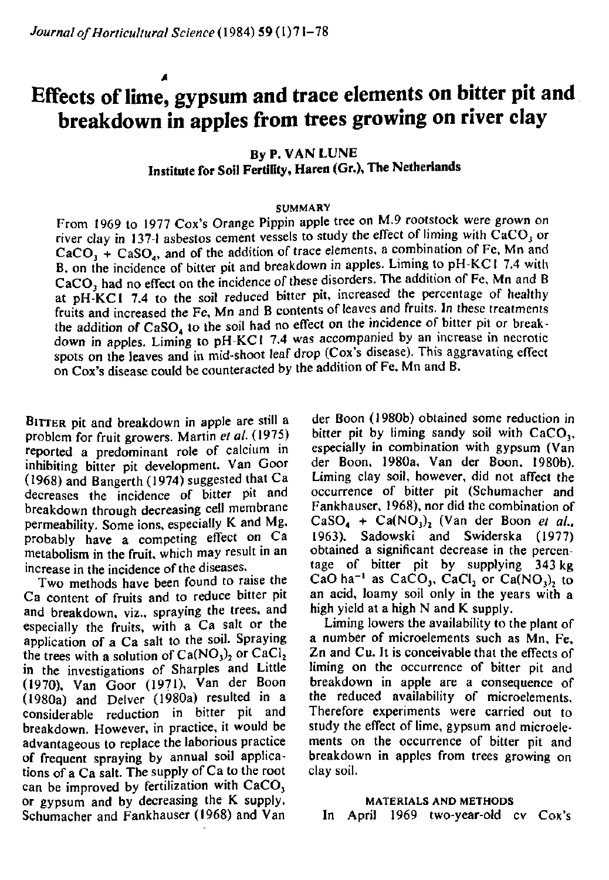# Effects of lime, gypsum and trace elements on bitter pit and breakdown in apples from trees growing on river clay

**By P. VAN LUNE**
**Institute for Soil Fertility, Haren (Gr.), The Netherlands**

## SUMMARY

From 1969 to 1977 Cox's Orange Pippin apple tree on M.9 rootstock were grown on river clay in 137-l asbestos cement vessels to study the effect of liming with $CaCO_3$ or $CaCO_3$ + $CaSO_4$, and of the addition of trace elements, a combination of Fe, Mn and B, on the incidence of bitter pit and breakdown in apples. Liming to pH-KCl 7.4 with $CaCO_3$ had no effect on the incidence of these disorders. The addition of Fe, Mn and B at pH-KCl 7.4 to the soil reduced bitter pit, increased the percentage of healthy fruits and increased the Fe, Mn and B contents of leaves and fruits. In these treatments the addition of $CaSO_4$ to the soil had no effect on the incidence of bitter pit or breakdown in apples. Liming to pH-KCl 7.4 was accompanied by an increase in necrotic spots on the leaves and in mid-shoot leaf drop (Cox's disease). This aggravating effect on Cox's disease could be counteracted by the addition of Fe, Mn and B.

BITTER pit and breakdown in apple are still a problem for fruit growers. Martin *et al.* (1975) reported a predominant role of calcium in inhibiting bitter pit development. Van Goor (1968) and Bangerth (1974) suggested that Ca decreases the incidence of bitter pit and breakdown through decreasing cell membrane permeability. Some ions, especially K and Mg, probably have a competing effect on Ca metabolism in the fruit, which may result in an increase in the incidence of the diseases.

Two methods have been found to raise the Ca content of fruits and to reduce bitter pit and breakdown, viz., spraying the trees, and especially the fruits, with a Ca salt or the application of a Ca salt to the soil. Spraying the trees with a solution of $Ca(NO_3)_2$ or $CaCl_2$ in the investigations of Sharples and Little (1970), Van Goor (1971), Van der Boon (1980a) and Delver (1980a) resulted in a considerable reduction in bitter pit and breakdown. However, in practice, it would be advantageous to replace the laborious practice of frequent spraying by annual soil applications of a Ca salt. The supply of Ca to the root can be improved by fertilization with $CaCO_3$ or gypsum and by decreasing the K supply. Schumacher and Fankhauser (1968) and Van der Boon (1980b) obtained some reduction in bitter pit by liming sandy soil with $CaCO_3$, especially in combination with gypsum (Van der Boon, 1980a, Van der Boon, 1980b). Liming clay soil, however, did not affect the occurrence of bitter pit (Schumacher and Fankhauser, 1968), nor did the combination of $CaSO_4$ + $Ca(NO_3)_2$ (Van der Boon *et al.*, 1963). Sadowski and Swiderska (1977) obtained a significant decrease in the percentage of bitter pit by supplying 343 kg CaO $ha^{-1}$ as $CaCO_3$, $CaCl_2$ or $Ca(NO_3)_2$ to an acid, loamy soil only in the years with a high yield at a high N and K supply.

Liming lowers the availability to the plant of a number of microelements such as Mn, Fe, Zn and Cu. It is conceivable that the effects of liming on the occurrence of bitter pit and breakdown in apple are a consequence of the reduced availability of microelements. Therefore experiments were carried out to study the effect of lime, gypsum and microelements on the occurrence of bitter pit and breakdown in apples from trees growing on clay soil.

## MATERIALS AND METHODS

In April 1969 two-year-old cv Cox's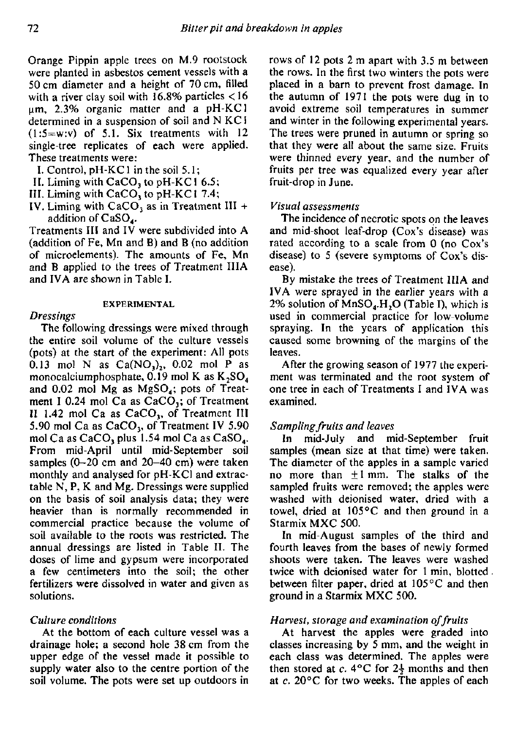Orange Pippin apple trees on M.9 rootstock were planted in asbestos cement vessels with a 50 cm diameter and a height of 70 cm, filled with a river clay soil with 16.8% particles < 16 μm, 2.3% organic matter and a pH-KCl determined in a suspension of soil and N KCl (1:5=w:v) of 5.1. Six treatments with 12 single-tree replicates of each were applied. These treatments were:

I. Control, pH-KCl in the soil 5.1;
II. Liming with $CaCO_3$ to pH-KCl 6.5;
III. Liming with $CaCO_3$ to pH-KCl 7.4;
IV. Liming with $CaCO_3$ as in Treatment III + addition of $CaSO_4$.

Treatments III and IV were subdivided into A (addition of Fe, Mn and B) and B (no addition of microelements). The amounts of Fe, Mn and B applied to the trees of Treatment IIIA and IVA are shown in Table I.

## EXPERIMENTAL

### *Dressings*

The following dressings were mixed through the entire soil volume of the culture vessels (pots) at the start of the experiment: All pots 0.13 mol N as $Ca(NO_3)_2$, 0.02 mol P as monocalciumphosphate, 0.19 mol K as $K_2SO_4$ and 0.02 mol Mg as $MgSO_4$; pots of Treatment I 0.24 mol Ca as $CaCO_3$; of Treatment II 1.42 mol Ca as $CaCO_3$, of Treatment III 5.90 mol Ca as $CaCO_3$, of Treatment IV 5.90 mol Ca as $CaCO_3$ plus 1.54 mol Ca as $CaSO_4$. From mid-April until mid-September soil samples (0–20 cm and 20–40 cm) were taken monthly and analysed for pH-KCl and extractable N, P, K and Mg. Dressings were supplied on the basis of soil analysis data; they were heavier than is normally recommended in commercial practice because the volume of soil available to the roots was restricted. The annual dressings are listed in Table II. The doses of lime and gypsum were incorporated a few centimeters into the soil; the other fertilizers were dissolved in water and given as solutions.

### *Culture conditions*

At the bottom of each culture vessel was a drainage hole; a second hole 38 cm from the upper edge of the vessel made it possible to supply water also to the centre portion of the soil volume. The pots were set up outdoors in rows of 12 pots 2 m apart with 3.5 m between the rows. In the first two winters the pots were placed in a barn to prevent frost damage. In the autumn of 1971 the pots were dug in to avoid extreme soil temperatures in summer and winter in the following experimental years. The trees were pruned in autumn or spring so that they were all about the same size. Fruits were thinned every year, and the number of fruits per tree was equalized every year after fruit-drop in June.

### *Visual assessments*

The incidence of necrotic spots on the leaves and mid-shoot leaf-drop (Cox's disease) was rated according to a scale from 0 (no Cox's disease) to 5 (severe symptoms of Cox's disease).

By mistake the trees of Treatment IIIA and IVA were sprayed in the earlier years with a 2% solution of $MnSO_4.H_2O$ (Table I), which is used in commercial practice for low-volume spraying. In the years of application this caused some browning of the margins of the leaves.

After the growing season of 1977 the experiment was terminated and the root system of one tree in each of Treatments I and IVA was examined.

### *Sampling fruits and leaves*

In mid-July and mid-September fruit samples (mean size at that time) were taken. The diameter of the apples in a sample varied no more than ±1 mm. The stalks of the sampled fruits were removed; the apples were washed with deionised water, dried with a towel, dried at 105°C and then ground in a Starmix MXC 500.

In mid-August samples of the third and fourth leaves from the bases of newly formed shoots were taken. The leaves were washed twice with deionised water for 1 min, blotted between filter paper, dried at 105°C and then ground in a Starmix MXC 500.

### *Harvest, storage and examination of fruits*

At harvest the apples were graded into classes increasing by 5 mm, and the weight in each class was determined. The apples were then stored at *c.* 4°C for 2½ months and then at *c.* 20°C for two weeks. The apples of each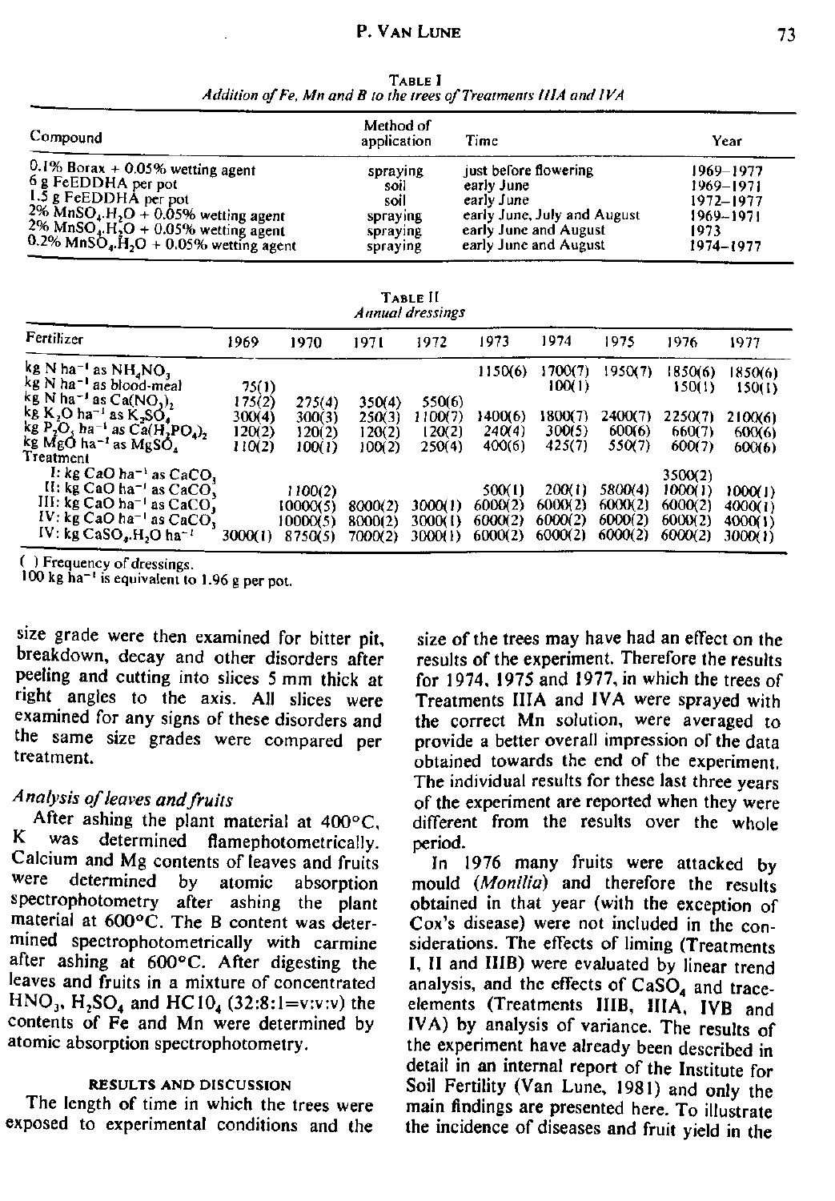**TABLE I**
*Addition of Fe, Mn and B to the trees of Treatments IIIA and IVA*

| Compound | Method of application | Time | Year |
|---|---|---|---|
| 0.1% Borax + 0.05% wetting agent | spraying | just before flowering | 1969–1977 |
| 6 g FeEDDHA per pot | soil | early June | 1969–1971 |
| 1.5 g FeEDDHA per pot | soil | early June | 1972–1977 |
| 2% $MnSO_4.H_2O$ + 0.05% wetting agent | spraying | early June, July and August | 1969–1971 |
| 2% $MnSO_4.H_2O$ + 0.05% wetting agent | spraying | early June and August | 1973 |
| 0.2% $MnSO_4.H_2O$ + 0.05% wetting agent | spraying | early June and August | 1974–1977 |

**TABLE II**
*Annual dressings*

| Fertilizer | 1969 | 1970 | 1971 | 1972 | 1973 | 1974 | 1975 | 1976 | 1977 |
|---|---|---|---|---|---|---|---|---|---|
| kg N $ha^{-1}$ as $NH_4NO_3$ | | | | | 1150(6) | 1700(7) | 1950(7) | 1850(6) | 1850(6) |
| kg N $ha^{-1}$ as blood-meal | 75(1) | | | | | 100(1) | | 150(1) | 150(1) |
| kg N $ha^{-1}$ as $Ca(NO_3)_2$ | 175(2) | 275(4) | 350(4) | 550(6) | | | | | |
| kg $K_2O$ $ha^{-1}$ as $K_2SO_4$ | 300(4) | 300(3) | 250(3) | 1100(7) | 1400(6) | 1800(7) | 2400(7) | 2250(7) | 2100(6) |
| kg $P_2O_5$ $ha^{-1}$ as $Ca(H_2PO_4)_2$ | 120(2) | 120(2) | 120(2) | 120(2) | 240(4) | 300(5) | 600(6) | 660(7) | 600(6) |
| kg MgO $ha^{-1}$ as $MgSO_4$ | 110(2) | 100(1) | 100(2) | 250(4) | 400(6) | 425(7) | 550(7) | 600(7) | 600(6) |
| Treatment | | | | | | | | | |
| I: kg CaO $ha^{-1}$ as $CaCO_3$ | | | | | | | | 3500(2) | |
| II: kg CaO $ha^{-1}$ as $CaCO_3$ | | 1100(2) | | | 500(1) | 200(1) | 5800(4) | 1000(1) | 1000(1) |
| III: kg CaO $ha^{-1}$ as $CaCO_3$ | | 10000(5) | 8000(2) | 3000(1) | 6000(2) | 6000(2) | 6000(2) | 6000(2) | 4000(1) |
| IV: kg CaO $ha^{-1}$ as $CaCO_3$ | | 10000(5) | 8000(2) | 3000(1) | 6000(2) | 6000(2) | 6000(2) | 6000(2) | 4000(1) |
| IV: kg $CaSO_4.H_2O$ $ha^{-1}$ | 3000(1) | 8750(5) | 7000(2) | 3000(1) | 6000(2) | 6000(2) | 6000(2) | 6000(2) | 3000(1) |

( ) Frequency of dressings.
100 kg $ha^{-1}$ is equivalent to 1.96 g per pot.

size grade were then examined for bitter pit, breakdown, decay and other disorders after peeling and cutting into slices 5 mm thick at right angles to the axis. All slices were examined for any signs of these disorders and the same size grades were compared per treatment.

### *Analysis of leaves and fruits*

After ashing the plant material at 400°C, K was determined flamephotometrically. Calcium and Mg contents of leaves and fruits were determined by atomic absorption spectrophotometry after ashing the plant material at 600°C. The B content was determined spectrophotometrically with carmine after ashing at 600°C. After digesting the leaves and fruits in a mixture of concentrated $HNO_3$, $H_2SO_4$ and $HClO_4$ (32:8:1=v:v:v) the contents of Fe and Mn were determined by atomic absorption spectrophotometry.

## RESULTS AND DISCUSSION

The length of time in which the trees were exposed to experimental conditions and the size of the trees may have had an effect on the results of the experiment. Therefore the results for 1974, 1975 and 1977, in which the trees of Treatments IIIA and IVA were sprayed with the correct Mn solution, were averaged to provide a better overall impression of the data obtained towards the end of the experiment. The individual results for these last three years of the experiment are reported when they were different from the results over the whole period.

In 1976 many fruits were attacked by mould (*Monilia*) and therefore the results obtained in that year (with the exception of Cox's disease) were not included in the considerations. The effects of liming (Treatments I, II and IIIB) were evaluated by linear trend analysis, and the effects of $CaSO_4$ and trace-elements (Treatments IIIB, IIIA, IVB and IVA) by analysis of variance. The results of the experiment have already been described in detail in an internal report of the Institute for Soil Fertility (Van Lune, 1981) and only the main findings are presented here. To illustrate the incidence of diseases and fruit yield in the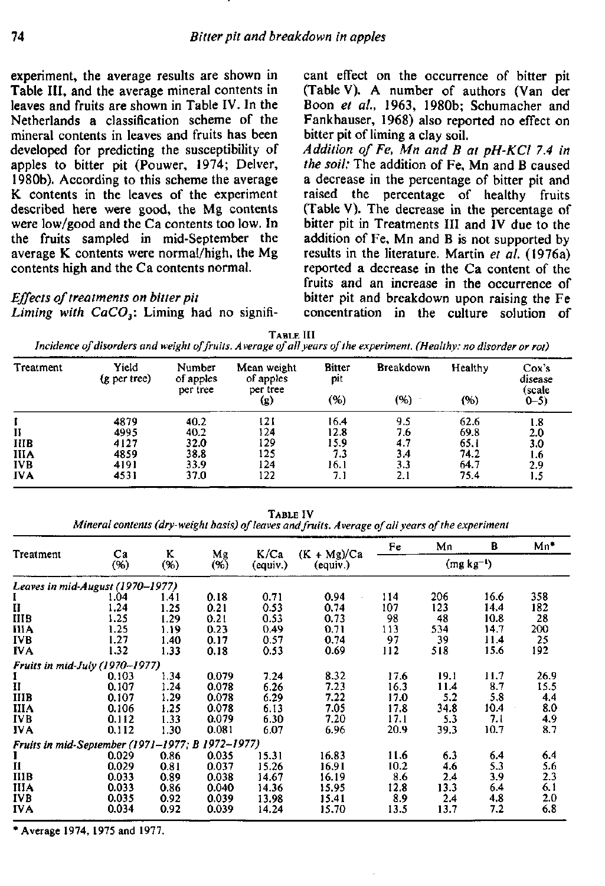experiment, the average results are shown in Table III, and the average mineral contents in leaves and fruits are shown in Table IV. In the Netherlands a classification scheme of the mineral contents in leaves and fruits has been developed for predicting the susceptibility of apples to bitter pit (Pouwer, 1974; Delver, 1980b). According to this scheme the average K contents in the leaves of the experiment described here were good, the Mg contents were low/good and the Ca contents too low. In the fruits sampled in mid-September the average K contents were normal/high, the Mg contents high and the Ca contents normal.

### *Effects of treatments on bitter pit*

*Liming with $CaCO_3$:* Liming had no significant effect on the occurrence of bitter pit (Table V). A number of authors (Van der Boon *et al.*, 1963, 1980b; Schumacher and Fankhauser, 1968) also reported no effect on bitter pit of liming a clay soil.

*Addition of Fe, Mn and B at pH-KCl 7.4 in the soil:* The addition of Fe, Mn and B caused a decrease in the percentage of bitter pit and raised the percentage of healthy fruits (Table V). The decrease in the percentage of bitter pit in Treatments III and IV due to the addition of Fe, Mn and B is not supported by results in the literature. Martin *et al.* (1976a) reported a decrease in the Ca content of the fruits and an increase in the occurrence of bitter pit and breakdown upon raising the Fe concentration in the culture solution of

TABLE III

*Incidence of disorders and weight of fruits. Average of all years of the experiment. (Healthy: no disorder or rot)*

| Treatment | Yield (g per tree) | Number of apples per tree | Mean weight of apples per tree (g) | Bitter pit (%) | Breakdown (%) | Healthy (%) | Cox's disease (scale 0–5) |
|---|---|---|---|---|---|---|---|
| I | 4879 | 40.2 | 121 | 16.4 | 9.5 | 62.6 | 1.8 |
| II | 4995 | 40.2 | 124 | 12.8 | 7.6 | 69.8 | 2.0 |
| IIIB | 4127 | 32.0 | 129 | 15.9 | 4.7 | 65.1 | 3.0 |
| IIIA | 4859 | 38.8 | 125 | 7.3 | 3.4 | 74.2 | 1.6 |
| IVB | 4191 | 33.9 | 124 | 16.1 | 3.3 | 64.7 | 2.9 |
| IVA | 4531 | 37.0 | 122 | 7.1 | 2.1 | 75.4 | 1.5 |

TABLE IV

*Mineral contents (dry-weight basis) of leaves and fruits. Average of all years of the experiment*

| Treatment | Ca (%) | K (%) | Mg (%) | K/Ca (equiv.) | (K + Mg)/Ca (equiv.) | Fe (mg kg$^{-1}$) | Mn (mg kg$^{-1}$) | B (mg kg$^{-1}$) | Mn* (mg kg$^{-1}$) |
|---|---|---|---|---|---|---|---|---|---|
| *Leaves in mid-August (1970–1977)* | | | | | | | | | |
| I | 1.04 | 1.41 | 0.18 | 0.71 | 0.94 | 114 | 206 | 16.6 | 358 |
| II | 1.24 | 1.25 | 0.21 | 0.53 | 0.74 | 107 | 123 | 14.4 | 182 |
| IIIB | 1.25 | 1.29 | 0.21 | 0.53 | 0.73 | 98 | 48 | 10.8 | 28 |
| IIIA | 1.25 | 1.19 | 0.23 | 0.49 | 0.71 | 113 | 534 | 14.7 | 200 |
| IVB | 1.27 | 1.40 | 0.17 | 0.57 | 0.74 | 97 | 39 | 11.4 | 25 |
| IVA | 1.32 | 1.33 | 0.18 | 0.53 | 0.69 | 112 | 518 | 15.6 | 192 |
| *Fruits in mid-July (1970–1977)* | | | | | | | | | |
| I | 0.103 | 1.34 | 0.079 | 7.24 | 8.32 | 17.6 | 19.1 | 11.7 | 26.9 |
| II | 0.107 | 1.24 | 0.078 | 6.26 | 7.23 | 16.3 | 11.4 | 8.7 | 15.5 |
| IIIB | 0.107 | 1.29 | 0.078 | 6.29 | 7.22 | 17.0 | 5.2 | 5.8 | 4.4 |
| IIIA | 0.106 | 1.25 | 0.078 | 6.13 | 7.05 | 17.8 | 34.8 | 10.4 | 8.0 |
| IVB | 0.112 | 1.33 | 0.079 | 6.30 | 7.20 | 17.1 | 5.3 | 7.1 | 4.9 |
| IVA | 0.112 | 1.30 | 0.081 | 6.07 | 6.96 | 20.9 | 39.3 | 10.7 | 8.7 |
| *Fruits in mid-September (1971–1977; B 1972–1977)* | | | | | | | | | |
| I | 0.029 | 0.86 | 0.035 | 15.31 | 16.83 | 11.6 | 6.3 | 6.4 | 6.4 |
| II | 0.029 | 0.81 | 0.037 | 15.26 | 16.91 | 10.2 | 4.6 | 5.3 | 5.6 |
| IIIB | 0.033 | 0.89 | 0.038 | 14.67 | 16.19 | 8.6 | 2.4 | 3.9 | 2.3 |
| IIIA | 0.033 | 0.86 | 0.040 | 14.36 | 15.95 | 12.8 | 13.3 | 6.4 | 6.1 |
| IVB | 0.035 | 0.92 | 0.039 | 13.98 | 15.41 | 8.9 | 2.4 | 4.8 | 2.0 |
| IVA | 0.034 | 0.92 | 0.039 | 14.24 | 15.70 | 13.5 | 13.7 | 7.2 | 6.8 |

\* Average 1974, 1975 and 1977.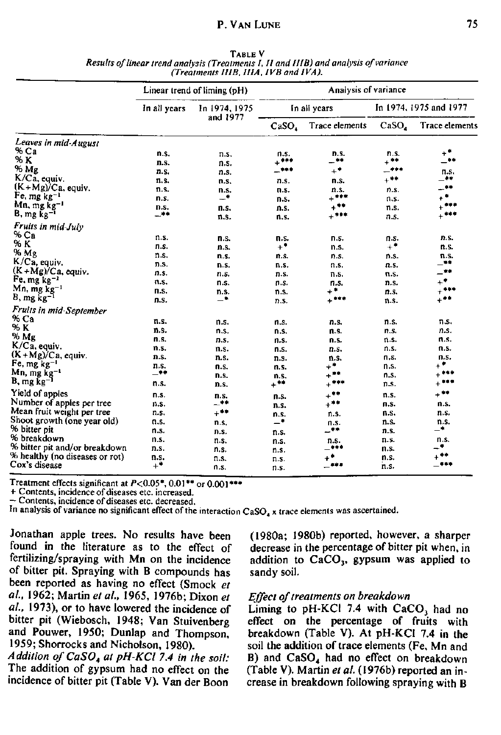**Table V**

*Results of linear trend analysis (Treatments I, II and IIIB) and analysis of variance (Treatments IIIB, IIIA, IVB and IVA).*

| | Linear trend of liming (pH) | | Analysis of variance | | | |
|---|---|---|---|---|---|---|
| | In all years | In 1974, 1975 and 1977 | In all years | | In 1974, 1975 and 1977 | |
| | | | $CaSO_4$ | Trace elements | $CaSO_4$ | Trace elements |
| *Leaves in mid-August* | | | | | | |
| % Ca | n.s. | n.s. | n.s. | n.s. | n.s. | +* |
| % K | n.s. | n.s. | +*** | −** | +** | −** |
| % Mg | n.s. | n.s. | −*** | +* | −*** | n.s. |
| K/Ca, equiv. | n.s. | n.s. | n.s. | n.s. | +** | −** |
| (K+Mg)/Ca, equiv. | n.s. | n.s. | n.s. | n.s. | n.s. | −** |
| Fe, mg $kg^{-1}$ | n.s. | −* | n.s. | +*** | n.s. | +* |
| Mn, mg $kg^{-1}$ | n.s. | n.s. | n.s. | +** | n.s. | +*** |
| B, mg $kg^{-1}$ | −** | n.s. | n.s. | +*** | n.s. | +*** |
| *Fruits in mid-July* | | | | | | |
| % Ca | n.s. | n.s. | n.s. | n.s. | n.s. | n.s. |
| % K | n.s. | n.s. | +* | n.s. | +* | n.s. |
| % Mg | n.s. | n.s. | n.s. | n.s. | n.s. | n.s. |
| K/Ca, equiv. | n.s. | n.s. | n.s. | n.s. | n.s. | −** |
| (K+Mg)/Ca, equiv. | n.s. | n.s. | n.s. | n.s. | n.s. | −** |
| Fe, mg $kg^{-1}$ | n.s. | n.s. | n.s. | n.s. | n.s. | +* |
| Mn, mg $kg^{-1}$ | n.s. | n.s. | n.s. | +* | n.s. | +*** |
| B, mg $kg^{-1}$ | n.s. | −* | n.s. | +*** | n.s. | +** |
| *Fruits in mid-September* | | | | | | |
| % Ca | n.s. | n.s. | n.s. | n.s. | n.s. | n.s. |
| % K | n.s. | n.s. | n.s. | n.s. | n.s. | n.s. |
| % Mg | n.s. | n.s. | n.s. | n.s. | n.s. | n.s. |
| K/Ca, equiv. | n.s. | n.s. | n.s. | n.s. | n.s. | n.s. |
| (K+Mg)/Ca, equiv. | n.s. | n.s. | n.s. | n.s. | n.s. | n.s. |
| Fe, mg $kg^{-1}$ | n.s. | n.s. | n.s. | +* | n.s. | +* |
| Mn, mg $kg^{-1}$ | −** | n.s. | n.s. | +** | n.s. | +*** |
| B, mg $kg^{-1}$ | n.s. | n.s. | +** | +*** | n.s. | +*** |
| Yield of apples | n.s. | n.s. | n.s. | +** | n.s. | +** |
| Number of apples per tree | n.s. | −** | n.s. | +** | n.s. | n.s. |
| Mean fruit weight per tree | n.s. | +** | n.s. | n.s. | n.s. | n.s. |
| Shoot growth (one year old) | n.s. | n.s. | −* | n.s. | n.s. | n.s. |
| % bitter pit | n.s. | n.s. | n.s. | −** | n.s. | −* |
| % breakdown | n.s. | n.s. | n.s. | n.s. | n.s. | n.s. |
| % bitter pit and/or breakdown | n.s. | n.s. | n.s. | −*** | n.s. | −* |
| % healthy (no diseases or rot) | n.s. | n.s. | n.s. | +* | n.s. | +** |
| Cox's disease | +* | n.s. | n.s. | −*** | n.s. | −*** |

Treatment effects significant at $P<0.05$*, 0.01** or 0.001***
+ Contents, incidence of diseases etc. increased.
− Contents, incidence of diseases etc. decreased.
In analysis of variance no significant effect of the interaction $CaSO_4$ x trace elements was ascertained.

Jonathan apple trees. No results have been found in the literature as to the effect of fertilizing/spraying with Mn on the incidence of bitter pit. Spraying with B compounds has been reported as having no effect (Smock *et al.*, 1962; Martin *et al.*, 1965, 1976b; Dixon *et al.*, 1973), or to have lowered the incidence of bitter pit (Wiebosch, 1948; Van Stuivenberg and Pouwer, 1950; Dunlap and Thompson, 1959; Shorrocks and Nicholson, 1980).

*Addition of $CaSO_4$ at pH-KCl 7.4 in the soil:* The addition of gypsum had no effect on the incidence of bitter pit (Table V). Van der Boon (1980a; 1980b) reported, however, a sharper decrease in the percentage of bitter pit when, in addition to $CaCO_3$, gypsum was applied to sandy soil.

### *Effect of treatments on breakdown*

Liming to pH-KCl 7.4 with $CaCO_3$ had no effect on the percentage of fruits with breakdown (Table V). At pH-KCl 7.4 in the soil the addition of trace elements (Fe, Mn and B) and $CaSO_4$ had no effect on breakdown (Table V). Martin *et al.* (1976b) reported an increase in breakdown following spraying with B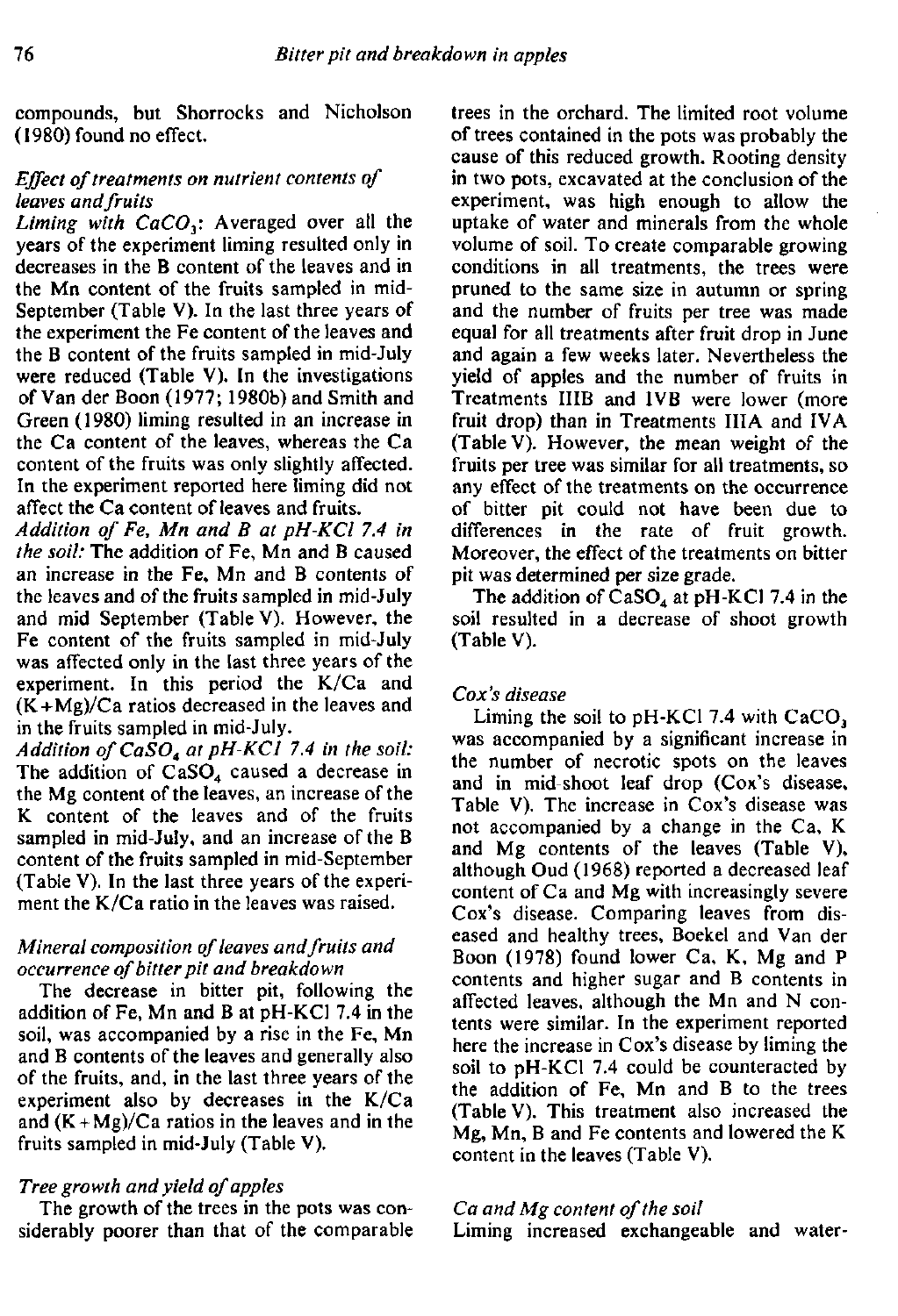compounds, but Shorrocks and Nicholson (1980) found no effect.

### *Effect of treatments on nutrient contents of leaves and fruits*

*Liming with $CaCO_3$:* Averaged over all the years of the experiment liming resulted only in decreases in the B content of the leaves and in the Mn content of the fruits sampled in mid-September (Table V). In the last three years of the experiment the Fe content of the leaves and the B content of the fruits sampled in mid-July were reduced (Table V). In the investigations of Van der Boon (1977; 1980b) and Smith and Green (1980) liming resulted in an increase in the Ca content of the leaves, whereas the Ca content of the fruits was only slightly affected. In the experiment reported here liming did not affect the Ca content of leaves and fruits.

*Addition of Fe, Mn and B at pH-KCl 7.4 in the soil:* The addition of Fe, Mn and B caused an increase in the Fe, Mn and B contents of the leaves and of the fruits sampled in mid-July and mid September (Table V). However, the Fe content of the fruits sampled in mid-July was affected only in the last three years of the experiment. In this period the K/Ca and (K+Mg)/Ca ratios decreased in the leaves and in the fruits sampled in mid-July.

*Addition of $CaSO_4$ at pH-KCl 7.4 in the soil:* The addition of $CaSO_4$ caused a decrease in the Mg content of the leaves, an increase of the K content of the leaves and of the fruits sampled in mid-July, and an increase of the B content of the fruits sampled in mid-September (Table V). In the last three years of the experiment the K/Ca ratio in the leaves was raised.

### *Mineral composition of leaves and fruits and occurrence of bitter pit and breakdown*

The decrease in bitter pit, following the addition of Fe, Mn and B at pH-KCl 7.4 in the soil, was accompanied by a rise in the Fe, Mn and B contents of the leaves and generally also of the fruits, and, in the last three years of the experiment also by decreases in the K/Ca and (K+Mg)/Ca ratios in the leaves and in the fruits sampled in mid-July (Table V).

### *Tree growth and yield of apples*

The growth of the trees in the pots was considerably poorer than that of the comparable trees in the orchard. The limited root volume of trees contained in the pots was probably the cause of this reduced growth. Rooting density in two pots, excavated at the conclusion of the experiment, was high enough to allow the uptake of water and minerals from the whole volume of soil. To create comparable growing conditions in all treatments, the trees were pruned to the same size in autumn or spring and the number of fruits per tree was made equal for all treatments after fruit drop in June and again a few weeks later. Nevertheless the yield of apples and the number of fruits in Treatments IIIB and IVB were lower (more fruit drop) than in Treatments IIIA and IVA (Table V). However, the mean weight of the fruits per tree was similar for all treatments, so any effect of the treatments on the occurrence of bitter pit could not have been due to differences in the rate of fruit growth. Moreover, the effect of the treatments on bitter pit was determined per size grade.

The addition of $CaSO_4$ at pH-KCl 7.4 in the soil resulted in a decrease of shoot growth (Table V).

### *Cox's disease*

Liming the soil to pH-KCl 7.4 with $CaCO_3$ was accompanied by a significant increase in the number of necrotic spots on the leaves and in mid-shoot leaf drop (Cox's disease, Table V). The increase in Cox's disease was not accompanied by a change in the Ca, K and Mg contents of the leaves (Table V), although Oud (1968) reported a decreased leaf content of Ca and Mg with increasingly severe Cox's disease. Comparing leaves from diseased and healthy trees, Boekel and Van der Boon (1978) found lower Ca, K, Mg and P contents and higher sugar and B contents in affected leaves, although the Mn and N contents were similar. In the experiment reported here the increase in Cox's disease by liming the soil to pH-KCl 7.4 could be counteracted by the addition of Fe, Mn and B to the trees (Table V). This treatment also increased the Mg, Mn, B and Fe contents and lowered the K content in the leaves (Table V).

### *Ca and Mg content of the soil*

Liming increased exchangeable and water-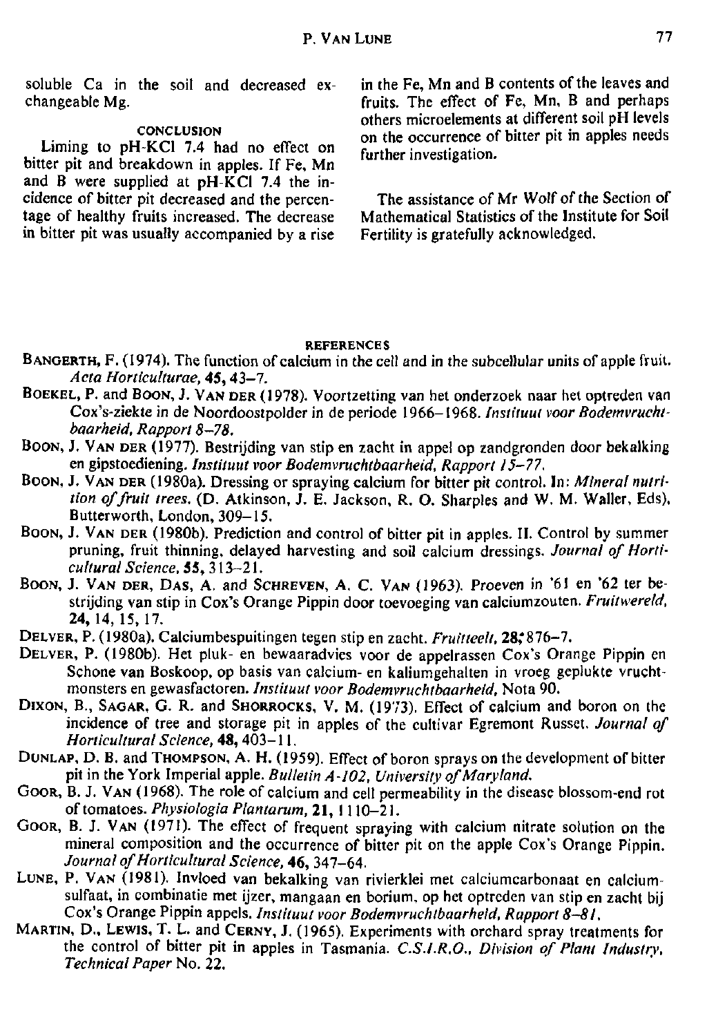soluble Ca in the soil and decreased exchangeable Mg.

## CONCLUSION

Liming to pH-KCl 7.4 had no effect on bitter pit and breakdown in apples. If Fe, Mn and B were supplied at pH-KCl 7.4 the incidence of bitter pit decreased and the percentage of healthy fruits increased. The decrease in bitter pit was usually accompanied by a rise in the Fe, Mn and B contents of the leaves and fruits. The effect of Fe, Mn, B and perhaps others microelements at different soil pH levels on the occurrence of bitter pit in apples needs further investigation.

The assistance of Mr Wolf of the Section of Mathematical Statistics of the Institute for Soil Fertility is gratefully acknowledged.

## REFERENCES

BANGERTH, F. (1974). The function of calcium in the cell and in the subcellular units of apple fruit. *Acta Horticulturae*, **45**, 43–7.

BOEKEL, P. and BOON, J. VAN DER (1978). Voortzetting van het onderzoek naar het optreden van Cox's-ziekte in de Noordoostpolder in de periode 1966–1968. *Instituut voor Bodemvruchtbaarheid, Rapport 8–78.*

BOON, J. VAN DER (1977). Bestrijding van stip en zacht in appel op zandgronden door bekalking en gipstoediening. *Instituut voor Bodemvruchtbaarheid, Rapport 15–77.*

BOON, J. VAN DER (1980a). Dressing or spraying calcium for bitter pit control. In: *Mineral nutrition of fruit trees.* (D. Atkinson, J. E. Jackson, R. O. Sharples and W. M. Waller, Eds), Butterworth, London, 309–15.

BOON, J. VAN DER (1980b). Prediction and control of bitter pit in apples. II. Control by summer pruning, fruit thinning, delayed harvesting and soil calcium dressings. *Journal of Horticultural Science*, **55**, 313–21.

BOON, J. VAN DER, DAS, A. and SCHREVEN, A. C. VAN (1963). Proeven in '61 en '62 ter bestrijding van stip in Cox's Orange Pippin door toevoeging van calciumzouten. *Fruitwereld*, **24**, 14, 15, 17.

DELVER, P. (1980a). Calciumbespuitingen tegen stip en zacht. *Fruitteelt*, **28**, 876–7.

DELVER, P. (1980b). Het pluk- en bewaaradvies voor de appelrassen Cox's Orange Pippin en Schone van Boskoop, op basis van calcium- en kaliumgehalten in vroeg geplukte vruchtmonsters en gewasfactoren. *Instituut voor Bodemvruchtbaarheid*, Nota 90.

DIXON, B., SAGAR, G. R. and SHORROCKS, V. M. (1973). Effect of calcium and boron on the incidence of tree and storage pit in apples of the cultivar Egremont Russet. *Journal of Horticultural Science*, **48**, 403–11.

DUNLAP, D. B. and THOMPSON, A. H. (1959). Effect of boron sprays on the development of bitter pit in the York Imperial apple. *Bulletin A-102, University of Maryland.*

GOOR, B. J. VAN (1968). The role of calcium and cell permeability in the disease blossom-end rot of tomatoes. *Physiologia Plantarum*, **21**, 1110–21.

GOOR, B. J. VAN (1971). The effect of frequent spraying with calcium nitrate solution on the mineral composition and the occurrence of bitter pit on the apple Cox's Orange Pippin. *Journal of Horticultural Science*, **46**, 347–64.

LUNE, P. VAN (1981). Invloed van bekalking van rivierklei met calciumcarbonaat en calciumsulfaat, in combinatie met ijzer, mangaan en borium, op het optreden van stip en zacht bij Cox's Orange Pippin appels. *Instituut voor Bodemvruchtbaarheid, Rapport 8–81.*

MARTIN, D., LEWIS, T. L. and CERNY, J. (1965). Experiments with orchard spray treatments for the control of bitter pit in apples in Tasmania. *C.S.I.R.O., Division of Plant Industry, Technical Paper* No. 22.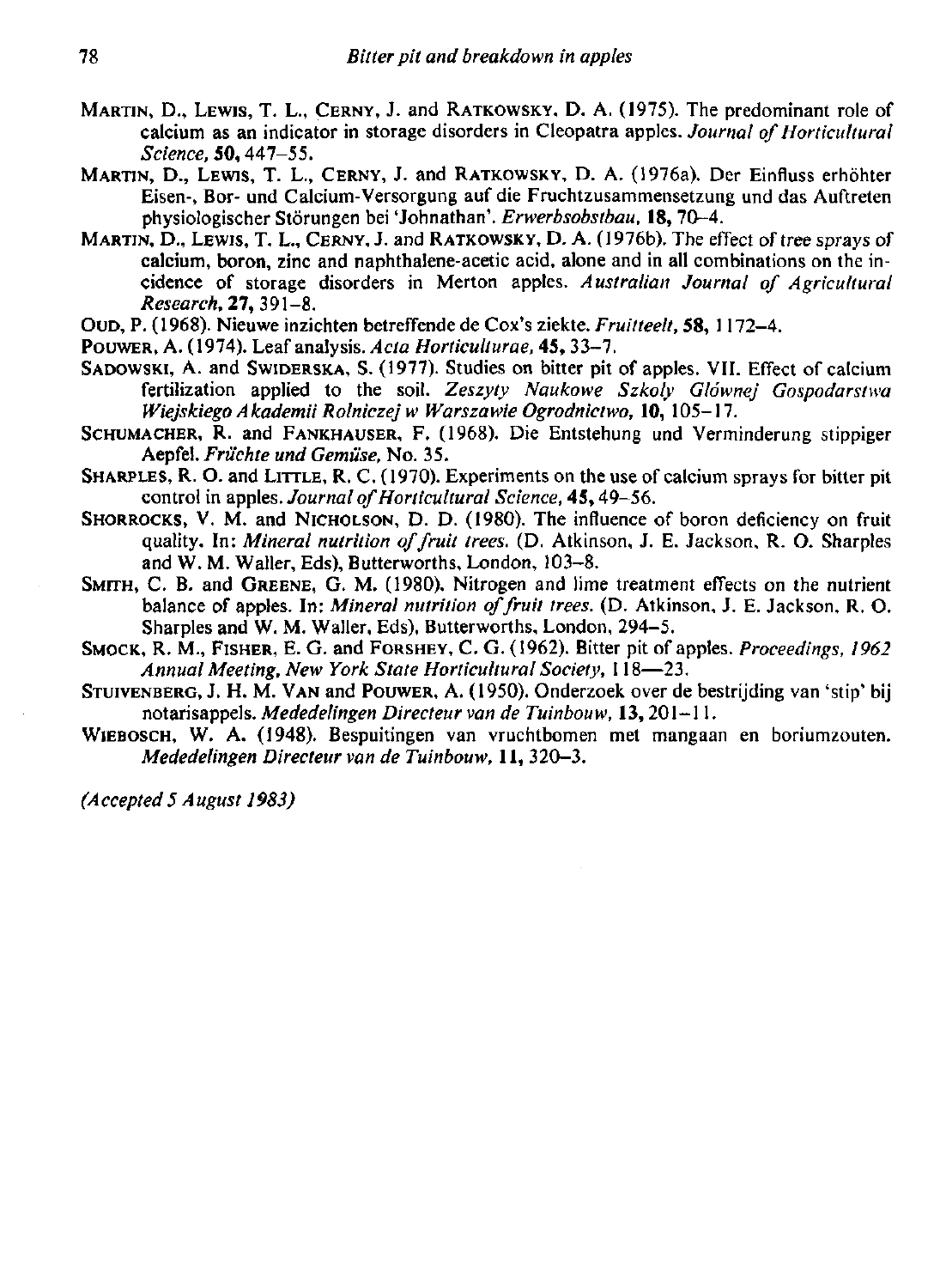MARTIN, D., LEWIS, T. L., CERNY, J. and RATKOWSKY, D. A. (1975). The predominant role of calcium as an indicator in storage disorders in Cleopatra apples. *Journal of Horticultural Science*, **50**, 447–55.

MARTIN, D., LEWIS, T. L., CERNY, J. and RATKOWSKY, D. A. (1976a). Der Einfluss erhöhter Eisen-, Bor- und Calcium-Versorgung auf die Fruchtzusammensetzung und das Auftreten physiologischer Störungen bei 'Johnathan'. *Erwerbsobstbau*, **18**, 70–4.

MARTIN, D., LEWIS, T. L., CERNY, J. and RATKOWSKY, D. A. (1976b). The effect of tree sprays of calcium, boron, zinc and naphthalene-acetic acid, alone and in all combinations on the incidence of storage disorders in Merton apples. *Australian Journal of Agricultural Research*, **27**, 391–8.

OUD, P. (1968). Nieuwe inzichten betreffende de Cox's ziekte. *Fruitteelt*, **58**, 1172–4.

POUWER, A. (1974). Leaf analysis. *Acta Horticulturae*, **45**, 33–7.

SADOWSKI, A. and SWIDERSKA, S. (1977). Studies on bitter pit of apples. VII. Effect of calcium fertilization applied to the soil. *Zeszyty Naukowe Szkoly Glównej Gospodarstwa Wiejskiego Akademii Rolniczej w Warszawie Ogrodnictwo*, **10**, 105–17.

SCHUMACHER, R. and FANKHAUSER, F. (1968). Die Entstehung und Verminderung stippiger Aepfel. *Früchte und Gemüse*, No. 35.

SHARPLES, R. O. and LITTLE, R. C. (1970). Experiments on the use of calcium sprays for bitter pit control in apples. *Journal of Horticultural Science*, **45**, 49–56.

SHORROCKS, V. M. and NICHOLSON, D. D. (1980). The influence of boron deficiency on fruit quality. In: *Mineral nutrition of fruit trees*. (D. Atkinson, J. E. Jackson, R. O. Sharples and W. M. Waller, Eds), Butterworths, London, 103–8.

SMITH, C. B. and GREENE, G. M. (1980). Nitrogen and lime treatment effects on the nutrient balance of apples. In: *Mineral nutrition of fruit trees*. (D. Atkinson, J. E. Jackson, R. O. Sharples and W. M. Waller, Eds), Butterworths, London, 294–5.

SMOCK, R. M., FISHER, E. G. and FORSHEY, C. G. (1962). Bitter pit of apples. *Proceedings, 1962 Annual Meeting, New York State Horticultural Society*, 118—23.

STUIVENBERG, J. H. M. VAN and POUWER, A. (1950). Onderzoek over de bestrijding van 'stip' bij notarisappels. *Mededelingen Directeur van de Tuinbouw*, **13**, 201–11.

WIEBOSCH, W. A. (1948). Bespuitingen van vruchtbomen met mangaan en boriumzouten. *Mededelingen Directeur van de Tuinbouw*, **11**, 320–3.

*(Accepted 5 August 1983)*